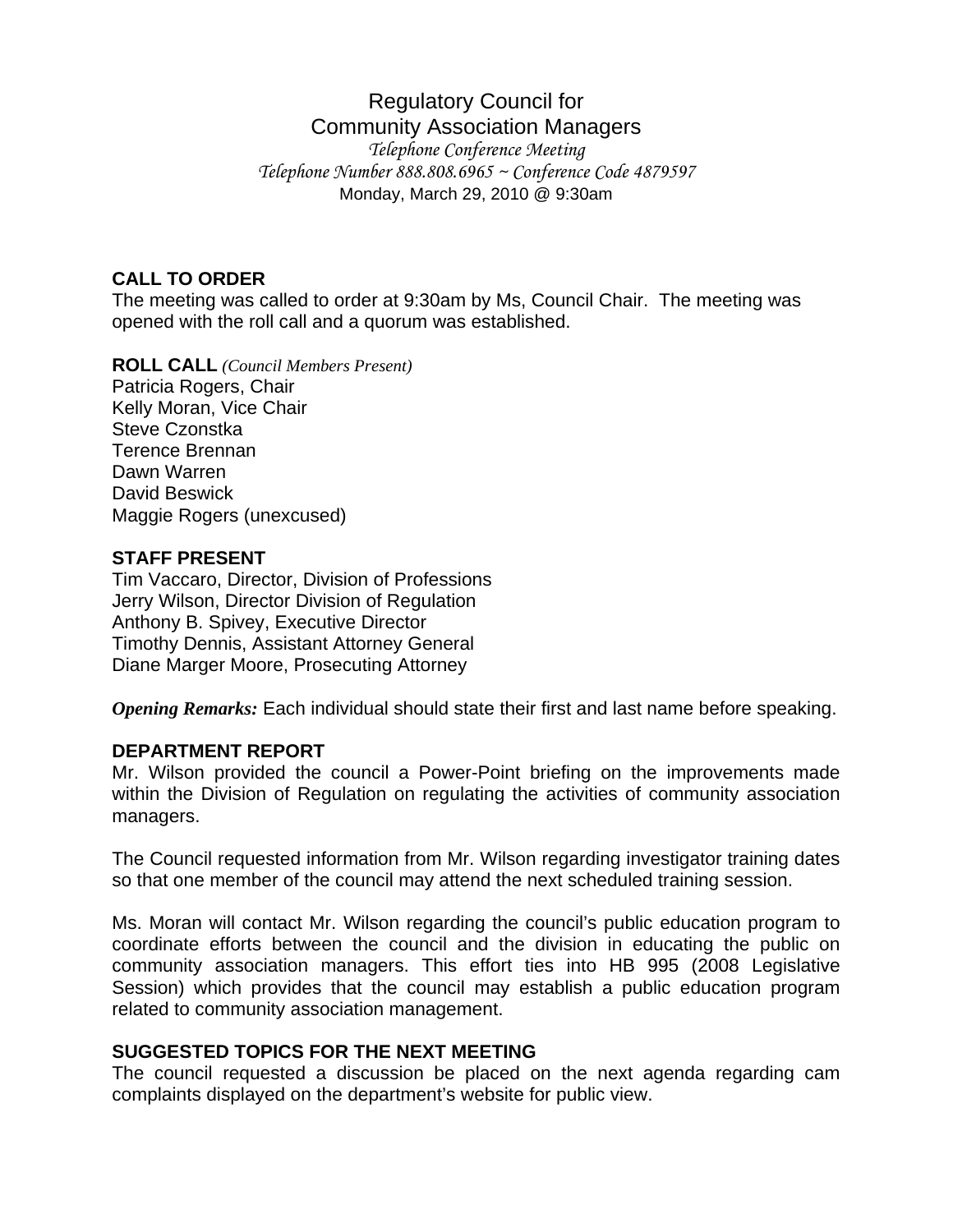# Regulatory Council for Community Association Managers

*Telephone Conference Meeting*

*Telephone Number 888.808.6965 ~ Conference Code 4879597*

Monday, March 29, 2010 @ 9:30am

## CALL TO ORDER

The meeting was called to order at 9:30am by Ms, Council Chair. The meeting was opened with the roll call and a quorum was established.

## ROLL CALL *(Council Members Present)*

Patricia Rogers, Chair
Kelly Moran, Vice Chair
Steve Czonstka
Terence Brennan
Dawn Warren
David Beswick
Maggie Rogers (unexcused)

## STAFF PRESENT

Tim Vaccaro, Director, Division of Professions
Jerry Wilson, Director Division of Regulation
Anthony B. Spivey, Executive Director
Timothy Dennis, Assistant Attorney General
Diane Marger Moore, Prosecuting Attorney

***Opening Remarks:*** Each individual should state their first and last name before speaking.

## DEPARTMENT REPORT

Mr. Wilson provided the council a Power-Point briefing on the improvements made within the Division of Regulation on regulating the activities of community association managers.

The Council requested information from Mr. Wilson regarding investigator training dates so that one member of the council may attend the next scheduled training session.

Ms. Moran will contact Mr. Wilson regarding the council's public education program to coordinate efforts between the council and the division in educating the public on community association managers. This effort ties into HB 995 (2008 Legislative Session) which provides that the council may establish a public education program related to community association management.

## SUGGESTED TOPICS FOR THE NEXT MEETING

The council requested a discussion be placed on the next agenda regarding cam complaints displayed on the department's website for public view.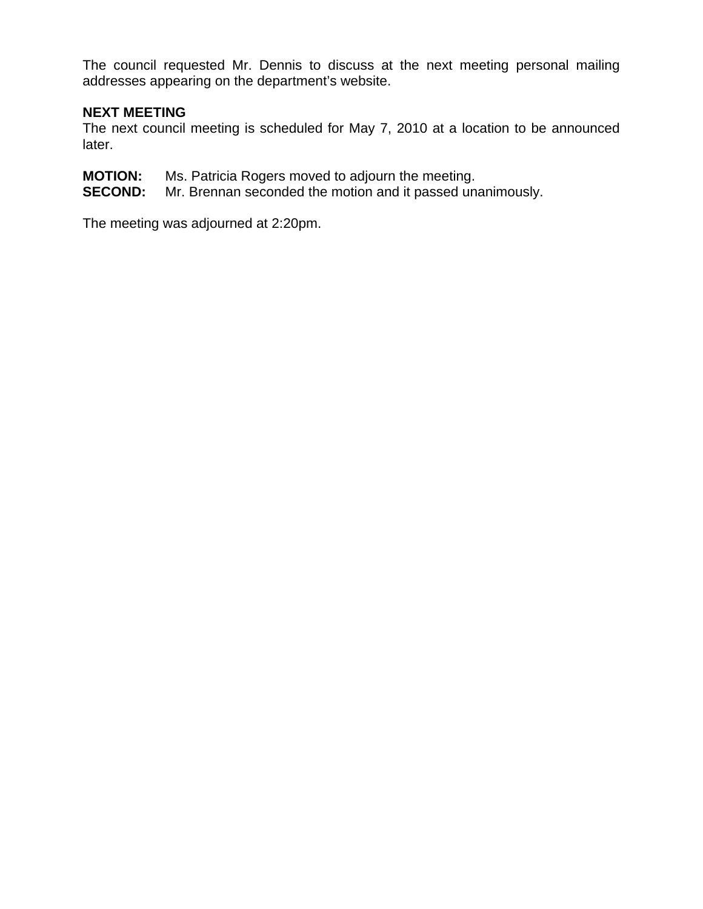The council requested Mr. Dennis to discuss at the next meeting personal mailing addresses appearing on the department's website.

**NEXT MEETING**
The next council meeting is scheduled for May 7, 2010 at a location to be announced later.

**MOTION:** Ms. Patricia Rogers moved to adjourn the meeting.
**SECOND:** Mr. Brennan seconded the motion and it passed unanimously.

The meeting was adjourned at 2:20pm.